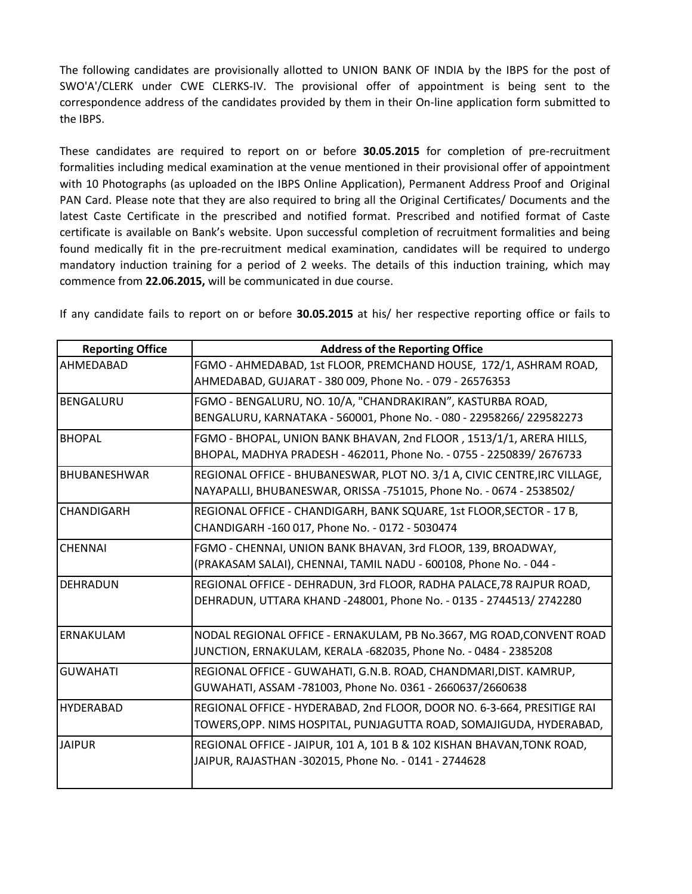The following candidates are provisionally allotted to UNION BANK OF INDIA by the IBPS for the post of SWO'A'/CLERK under CWE CLERKS-IV. The provisional offer of appointment is being sent to the correspondence address of the candidates provided by them in their On-line application form submitted to the IBPS.

These candidates are required to report on or before **30.05.2015** for completion of pre-recruitment formalities including medical examination at the venue mentioned in their provisional offer of appointment with 10 Photographs (as uploaded on the IBPS Online Application), Permanent Address Proof and Original PAN Card. Please note that they are also required to bring all the Original Certificates/ Documents and the latest Caste Certificate in the prescribed and notified format. Prescribed and notified format of Caste certificate is available on Bank's website. Upon successful completion of recruitment formalities and being found medically fit in the pre-recruitment medical examination, candidates will be required to undergo mandatory induction training for a period of 2 weeks. The details of this induction training, which may commence from **22.06.2015,** will be communicated in due course.

If any candidate fails to report on or before **30.05.2015** at his/ her respective reporting office or fails to

| Reporting Office | Address of the Reporting Office |
|---|---|
| AHMEDABAD | FGMO - AHMEDABAD, 1st FLOOR, PREMCHAND HOUSE, 172/1, ASHRAM ROAD, AHMEDABAD, GUJARAT - 380 009, Phone No. - 079 - 26576353 |
| BENGALURU | FGMO - BENGALURU, NO. 10/A, "CHANDRAKIRAN", KASTURBA ROAD, BENGALURU, KARNATAKA - 560001, Phone No. - 080 - 22958266/ 229582273 |
| BHOPAL | FGMO - BHOPAL, UNION BANK BHAVAN, 2nd FLOOR , 1513/1/1, ARERA HILLS, BHOPAL, MADHYA PRADESH - 462011, Phone No. - 0755 - 2250839/ 2676733 |
| BHUBANESHWAR | REGIONAL OFFICE - BHUBANESWAR, PLOT NO. 3/1 A, CIVIC CENTRE,IRC VILLAGE, NAYAPALLI, BHUBANESWAR, ORISSA -751015, Phone No. - 0674 - 2538502/ |
| CHANDIGARH | REGIONAL OFFICE - CHANDIGARH, BANK SQUARE, 1st FLOOR,SECTOR - 17 B, CHANDIGARH -160 017, Phone No. - 0172 - 5030474 |
| CHENNAI | FGMO - CHENNAI, UNION BANK BHAVAN, 3rd FLOOR, 139, BROADWAY, (PRAKASAM SALAI), CHENNAI, TAMIL NADU - 600108, Phone No. - 044 - |
| DEHRADUN | REGIONAL OFFICE - DEHRADUN, 3rd FLOOR, RADHA PALACE,78 RAJPUR ROAD, DEHRADUN, UTTARA KHAND -248001, Phone No. - 0135 - 2744513/ 2742280 |
| ERNAKULAM | NODAL REGIONAL OFFICE - ERNAKULAM, PB No.3667, MG ROAD,CONVENT ROAD JUNCTION, ERNAKULAM, KERALA -682035, Phone No. - 0484 - 2385208 |
| GUWAHATI | REGIONAL OFFICE - GUWAHATI, G.N.B. ROAD, CHANDMARI,DIST. KAMRUP, GUWAHATI, ASSAM -781003, Phone No. 0361 - 2660637/2660638 |
| HYDERABAD | REGIONAL OFFICE - HYDERABAD, 2nd FLOOR, DOOR NO. 6-3-664, PRESITIGE RAI TOWERS,OPP. NIMS HOSPITAL, PUNJAGUTTA ROAD, SOMAJIGUDA, HYDERABAD, |
| JAIPUR | REGIONAL OFFICE - JAIPUR, 101 A, 101 B & 102 KISHAN BHAVAN,TONK ROAD, JAIPUR, RAJASTHAN -302015, Phone No. - 0141 - 2744628 |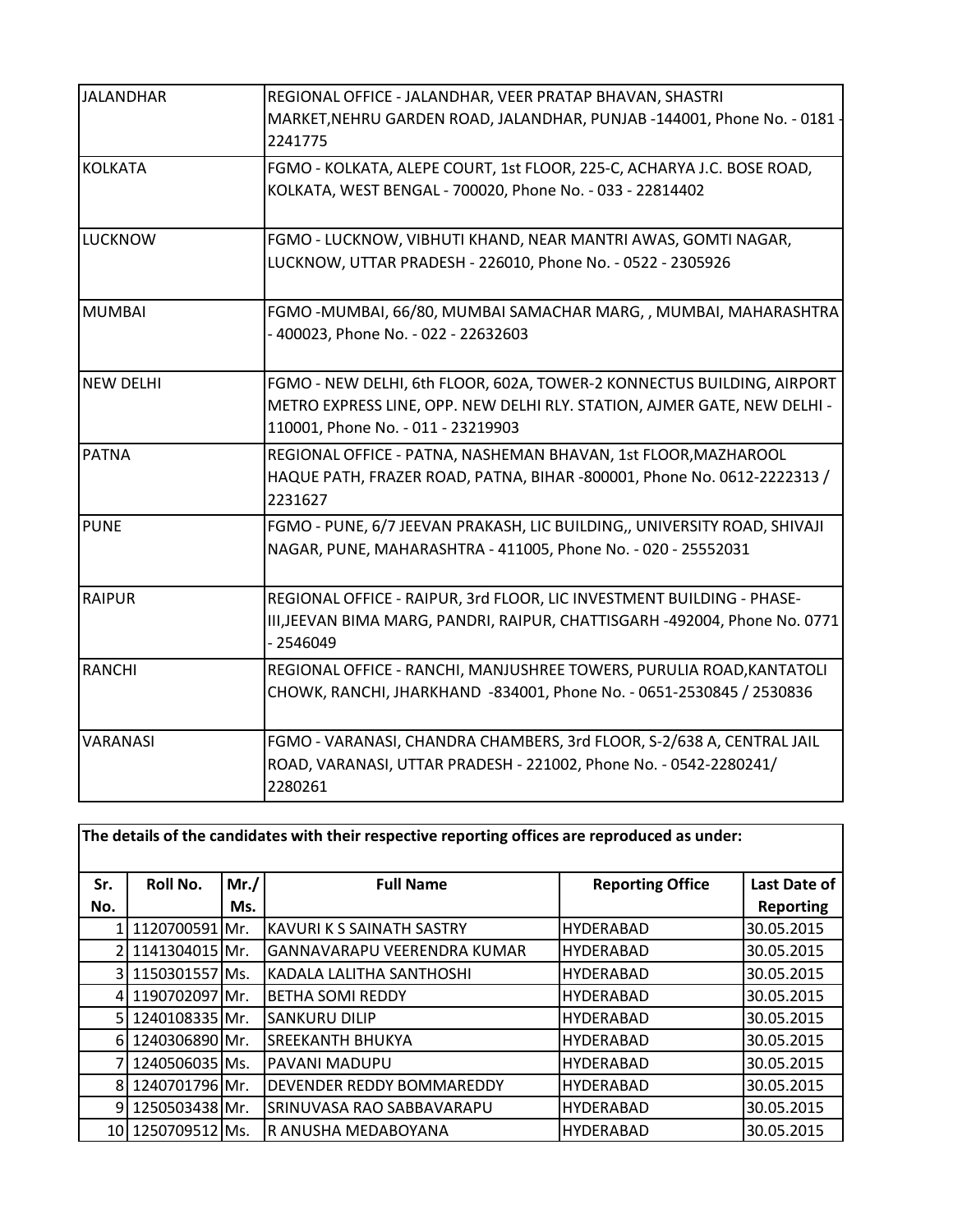| | |
|---|---|
| JALANDHAR | REGIONAL OFFICE - JALANDHAR, VEER PRATAP BHAVAN, SHASTRI MARKET,NEHRU GARDEN ROAD, JALANDHAR, PUNJAB -144001, Phone No. - 0181 - 2241775 |
| KOLKATA | FGMO - KOLKATA, ALEPE COURT, 1st FLOOR, 225-C, ACHARYA J.C. BOSE ROAD, KOLKATA, WEST BENGAL - 700020, Phone No. - 033 - 22814402 |
| LUCKNOW | FGMO - LUCKNOW, VIBHUTI KHAND, NEAR MANTRI AWAS, GOMTI NAGAR, LUCKNOW, UTTAR PRADESH - 226010, Phone No. - 0522 - 2305926 |
| MUMBAI | FGMO -MUMBAI, 66/80, MUMBAI SAMACHAR MARG, , MUMBAI, MAHARASHTRA - 400023, Phone No. - 022 - 22632603 |
| NEW DELHI | FGMO - NEW DELHI, 6th FLOOR, 602A, TOWER-2 KONNECTUS BUILDING, AIRPORT METRO EXPRESS LINE, OPP. NEW DELHI RLY. STATION, AJMER GATE, NEW DELHI - 110001, Phone No. - 011 - 23219903 |
| PATNA | REGIONAL OFFICE - PATNA, NASHEMAN BHAVAN, 1st FLOOR,MAZHAROOL HAQUE PATH, FRAZER ROAD, PATNA, BIHAR -800001, Phone No. 0612-2222313 / 2231627 |
| PUNE | FGMO - PUNE, 6/7 JEEVAN PRAKASH, LIC BUILDING,, UNIVERSITY ROAD, SHIVAJI NAGAR, PUNE, MAHARASHTRA - 411005, Phone No. - 020 - 25552031 |
| RAIPUR | REGIONAL OFFICE - RAIPUR, 3rd FLOOR, LIC INVESTMENT BUILDING - PHASE-III,JEEVAN BIMA MARG, PANDRI, RAIPUR, CHATTISGARH -492004, Phone No. 0771 - 2546049 |
| RANCHI | REGIONAL OFFICE - RANCHI, MANJUSHREE TOWERS, PURULIA ROAD,KANTATOLI CHOWK, RANCHI, JHARKHAND -834001, Phone No. - 0651-2530845 / 2530836 |
| VARANASI | FGMO - VARANASI, CHANDRA CHAMBERS, 3rd FLOOR, S-2/638 A, CENTRAL JAIL ROAD, VARANASI, UTTAR PRADESH - 221002, Phone No. - 0542-2280241/ 2280261 |

**The details of the candidates with their respective reporting offices are reproduced as under:**

| Sr. No. | Roll No. | Mr./ Ms. | Full Name | Reporting Office | Last Date of Reporting |
|---|---|---|---|---|---|
| 1 | 1120700591 | Mr. | KAVURI K S SAINATH SASTRY | HYDERABAD | 30.05.2015 |
| 2 | 1141304015 | Mr. | GANNAVARAPU VEERENDRA KUMAR | HYDERABAD | 30.05.2015 |
| 3 | 1150301557 | Ms. | KADALA LALITHA SANTHOSHI | HYDERABAD | 30.05.2015 |
| 4 | 1190702097 | Mr. | BETHA SOMI REDDY | HYDERABAD | 30.05.2015 |
| 5 | 1240108335 | Mr. | SANKURU DILIP | HYDERABAD | 30.05.2015 |
| 6 | 1240306890 | Mr. | SREEKANTH BHUKYA | HYDERABAD | 30.05.2015 |
| 7 | 1240506035 | Ms. | PAVANI MADUPU | HYDERABAD | 30.05.2015 |
| 8 | 1240701796 | Mr. | DEVENDER REDDY BOMMAREDDY | HYDERABAD | 30.05.2015 |
| 9 | 1250503438 | Mr. | SRINUVASA RAO SABBAVARAPU | HYDERABAD | 30.05.2015 |
| 10 | 1250709512 | Ms. | R ANUSHA MEDABOYANA | HYDERABAD | 30.05.2015 |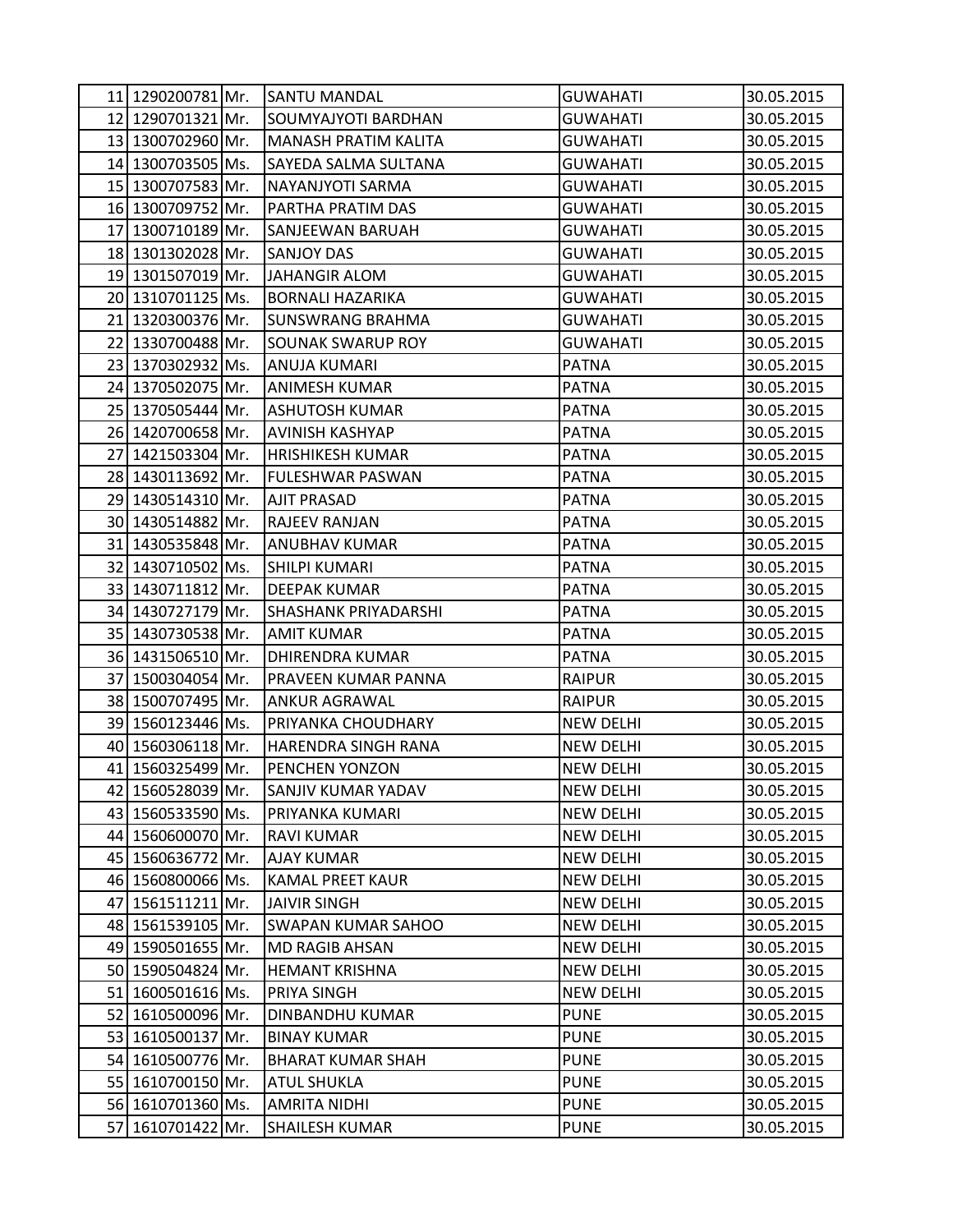| | | | | | |
|---|---|---|---|---|---|
| 11 | 1290200781 | Mr. | SANTU MANDAL | GUWAHATI | 30.05.2015 |
| 12 | 1290701321 | Mr. | SOUMYAJYOTI BARDHAN | GUWAHATI | 30.05.2015 |
| 13 | 1300702960 | Mr. | MANASH PRATIM KALITA | GUWAHATI | 30.05.2015 |
| 14 | 1300703505 | Ms. | SAYEDA SALMA SULTANA | GUWAHATI | 30.05.2015 |
| 15 | 1300707583 | Mr. | NAYANJYOTI SARMA | GUWAHATI | 30.05.2015 |
| 16 | 1300709752 | Mr. | PARTHA PRATIM DAS | GUWAHATI | 30.05.2015 |
| 17 | 1300710189 | Mr. | SANJEEWAN BARUAH | GUWAHATI | 30.05.2015 |
| 18 | 1301302028 | Mr. | SANJOY DAS | GUWAHATI | 30.05.2015 |
| 19 | 1301507019 | Mr. | JAHANGIR ALOM | GUWAHATI | 30.05.2015 |
| 20 | 1310701125 | Ms. | BORNALI HAZARIKA | GUWAHATI | 30.05.2015 |
| 21 | 1320300376 | Mr. | SUNSWRANG BRAHMA | GUWAHATI | 30.05.2015 |
| 22 | 1330700488 | Mr. | SOUNAK SWARUP ROY | GUWAHATI | 30.05.2015 |
| 23 | 1370302932 | Ms. | ANUJA KUMARI | PATNA | 30.05.2015 |
| 24 | 1370502075 | Mr. | ANIMESH KUMAR | PATNA | 30.05.2015 |
| 25 | 1370505444 | Mr. | ASHUTOSH KUMAR | PATNA | 30.05.2015 |
| 26 | 1420700658 | Mr. | AVINISH KASHYAP | PATNA | 30.05.2015 |
| 27 | 1421503304 | Mr. | HRISHIKESH KUMAR | PATNA | 30.05.2015 |
| 28 | 1430113692 | Mr. | FULESHWAR PASWAN | PATNA | 30.05.2015 |
| 29 | 1430514310 | Mr. | AJIT PRASAD | PATNA | 30.05.2015 |
| 30 | 1430514882 | Mr. | RAJEEV RANJAN | PATNA | 30.05.2015 |
| 31 | 1430535848 | Mr. | ANUBHAV KUMAR | PATNA | 30.05.2015 |
| 32 | 1430710502 | Ms. | SHILPI KUMARI | PATNA | 30.05.2015 |
| 33 | 1430711812 | Mr. | DEEPAK KUMAR | PATNA | 30.05.2015 |
| 34 | 1430727179 | Mr. | SHASHANK PRIYADARSHI | PATNA | 30.05.2015 |
| 35 | 1430730538 | Mr. | AMIT KUMAR | PATNA | 30.05.2015 |
| 36 | 1431506510 | Mr. | DHIRENDRA KUMAR | PATNA | 30.05.2015 |
| 37 | 1500304054 | Mr. | PRAVEEN KUMAR PANNA | RAIPUR | 30.05.2015 |
| 38 | 1500707495 | Mr. | ANKUR AGRAWAL | RAIPUR | 30.05.2015 |
| 39 | 1560123446 | Ms. | PRIYANKA CHOUDHARY | NEW DELHI | 30.05.2015 |
| 40 | 1560306118 | Mr. | HARENDRA SINGH RANA | NEW DELHI | 30.05.2015 |
| 41 | 1560325499 | Mr. | PENCHEN YONZON | NEW DELHI | 30.05.2015 |
| 42 | 1560528039 | Mr. | SANJIV KUMAR YADAV | NEW DELHI | 30.05.2015 |
| 43 | 1560533590 | Ms. | PRIYANKA KUMARI | NEW DELHI | 30.05.2015 |
| 44 | 1560600070 | Mr. | RAVI KUMAR | NEW DELHI | 30.05.2015 |
| 45 | 1560636772 | Mr. | AJAY KUMAR | NEW DELHI | 30.05.2015 |
| 46 | 1560800066 | Ms. | KAMAL PREET KAUR | NEW DELHI | 30.05.2015 |
| 47 | 1561511211 | Mr. | JAIVIR SINGH | NEW DELHI | 30.05.2015 |
| 48 | 1561539105 | Mr. | SWAPAN KUMAR SAHOO | NEW DELHI | 30.05.2015 |
| 49 | 1590501655 | Mr. | MD RAGIB AHSAN | NEW DELHI | 30.05.2015 |
| 50 | 1590504824 | Mr. | HEMANT KRISHNA | NEW DELHI | 30.05.2015 |
| 51 | 1600501616 | Ms. | PRIYA SINGH | NEW DELHI | 30.05.2015 |
| 52 | 1610500096 | Mr. | DINBANDHU KUMAR | PUNE | 30.05.2015 |
| 53 | 1610500137 | Mr. | BINAY KUMAR | PUNE | 30.05.2015 |
| 54 | 1610500776 | Mr. | BHARAT KUMAR SHAH | PUNE | 30.05.2015 |
| 55 | 1610700150 | Mr. | ATUL SHUKLA | PUNE | 30.05.2015 |
| 56 | 1610701360 | Ms. | AMRITA NIDHI | PUNE | 30.05.2015 |
| 57 | 1610701422 | Mr. | SHAILESH KUMAR | PUNE | 30.05.2015 |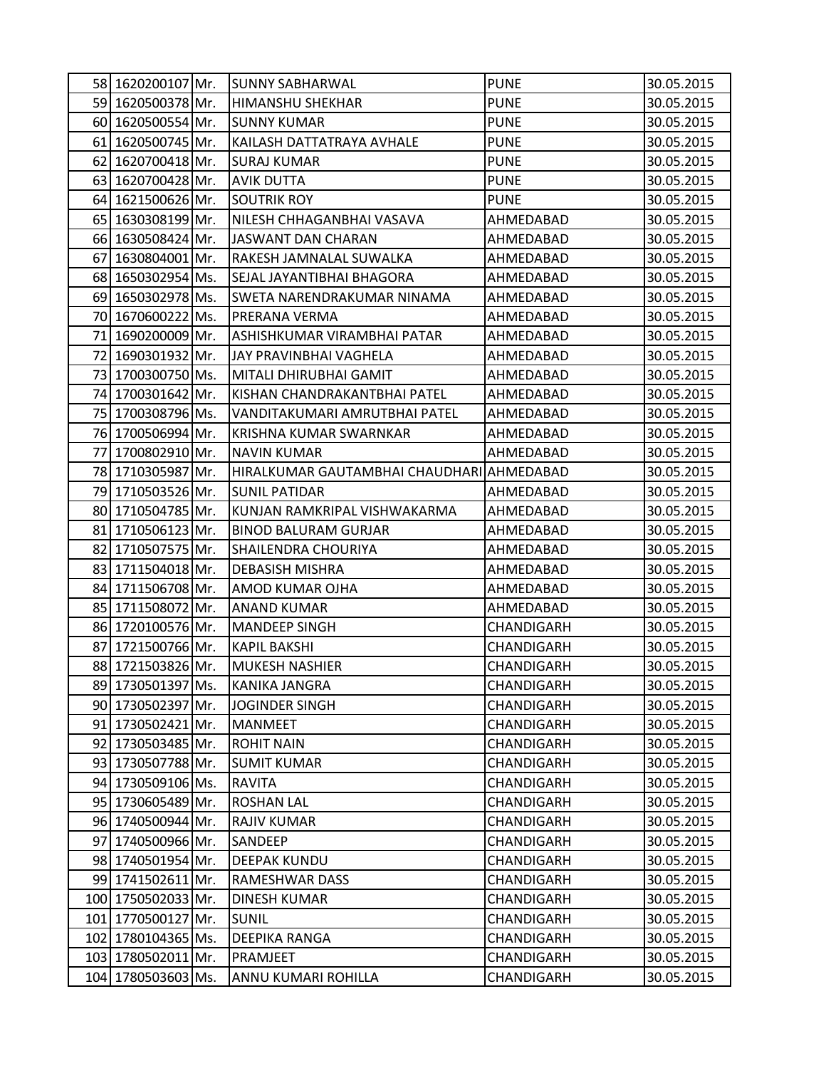|  |  |  |  |  |  |
|---|---|---|---|---|---|
| 58 | 1620200107 | Mr. | SUNNY SABHARWAL | PUNE | 30.05.2015 |
| 59 | 1620500378 | Mr. | HIMANSHU SHEKHAR | PUNE | 30.05.2015 |
| 60 | 1620500554 | Mr. | SUNNY KUMAR | PUNE | 30.05.2015 |
| 61 | 1620500745 | Mr. | KAILASH DATTATRAYA AVHALE | PUNE | 30.05.2015 |
| 62 | 1620700418 | Mr. | SURAJ KUMAR | PUNE | 30.05.2015 |
| 63 | 1620700428 | Mr. | AVIK DUTTA | PUNE | 30.05.2015 |
| 64 | 1621500626 | Mr. | SOUTRIK ROY | PUNE | 30.05.2015 |
| 65 | 1630308199 | Mr. | NILESH CHHAGANBHAI VASAVA | AHMEDABAD | 30.05.2015 |
| 66 | 1630508424 | Mr. | JASWANT DAN CHARAN | AHMEDABAD | 30.05.2015 |
| 67 | 1630804001 | Mr. | RAKESH JAMNALAL SUWALKA | AHMEDABAD | 30.05.2015 |
| 68 | 1650302954 | Ms. | SEJAL JAYANTIBHAI BHAGORA | AHMEDABAD | 30.05.2015 |
| 69 | 1650302978 | Ms. | SWETA NARENDRAKUMAR NINAMA | AHMEDABAD | 30.05.2015 |
| 70 | 1670600222 | Ms. | PRERANA VERMA | AHMEDABAD | 30.05.2015 |
| 71 | 1690200009 | Mr. | ASHISHKUMAR VIRAMBHAI PATAR | AHMEDABAD | 30.05.2015 |
| 72 | 1690301932 | Mr. | JAY PRAVINBHAI VAGHELA | AHMEDABAD | 30.05.2015 |
| 73 | 1700300750 | Ms. | MITALI DHIRUBHAI GAMIT | AHMEDABAD | 30.05.2015 |
| 74 | 1700301642 | Mr. | KISHAN CHANDRAKANTBHAI PATEL | AHMEDABAD | 30.05.2015 |
| 75 | 1700308796 | Ms. | VANDITAKUMARI AMRUTBHAI PATEL | AHMEDABAD | 30.05.2015 |
| 76 | 1700506994 | Mr. | KRISHNA KUMAR SWARNKAR | AHMEDABAD | 30.05.2015 |
| 77 | 1700802910 | Mr. | NAVIN KUMAR | AHMEDABAD | 30.05.2015 |
| 78 | 1710305987 | Mr. | HIRALKUMAR GAUTAMBHAI CHAUDHARI | AHMEDABAD | 30.05.2015 |
| 79 | 1710503526 | Mr. | SUNIL PATIDAR | AHMEDABAD | 30.05.2015 |
| 80 | 1710504785 | Mr. | KUNJAN RAMKRIPAL VISHWAKARMA | AHMEDABAD | 30.05.2015 |
| 81 | 1710506123 | Mr. | BINOD BALURAM GURJAR | AHMEDABAD | 30.05.2015 |
| 82 | 1710507575 | Mr. | SHAILENDRA CHOURIYA | AHMEDABAD | 30.05.2015 |
| 83 | 1711504018 | Mr. | DEBASISH MISHRA | AHMEDABAD | 30.05.2015 |
| 84 | 1711506708 | Mr. | AMOD KUMAR OJHA | AHMEDABAD | 30.05.2015 |
| 85 | 1711508072 | Mr. | ANAND KUMAR | AHMEDABAD | 30.05.2015 |
| 86 | 1720100576 | Mr. | MANDEEP SINGH | CHANDIGARH | 30.05.2015 |
| 87 | 1721500766 | Mr. | KAPIL BAKSHI | CHANDIGARH | 30.05.2015 |
| 88 | 1721503826 | Mr. | MUKESH NASHIER | CHANDIGARH | 30.05.2015 |
| 89 | 1730501397 | Ms. | KANIKA JANGRA | CHANDIGARH | 30.05.2015 |
| 90 | 1730502397 | Mr. | JOGINDER SINGH | CHANDIGARH | 30.05.2015 |
| 91 | 1730502421 | Mr. | MANMEET | CHANDIGARH | 30.05.2015 |
| 92 | 1730503485 | Mr. | ROHIT NAIN | CHANDIGARH | 30.05.2015 |
| 93 | 1730507788 | Mr. | SUMIT KUMAR | CHANDIGARH | 30.05.2015 |
| 94 | 1730509106 | Ms. | RAVITA | CHANDIGARH | 30.05.2015 |
| 95 | 1730605489 | Mr. | ROSHAN LAL | CHANDIGARH | 30.05.2015 |
| 96 | 1740500944 | Mr. | RAJIV KUMAR | CHANDIGARH | 30.05.2015 |
| 97 | 1740500966 | Mr. | SANDEEP | CHANDIGARH | 30.05.2015 |
| 98 | 1740501954 | Mr. | DEEPAK KUNDU | CHANDIGARH | 30.05.2015 |
| 99 | 1741502611 | Mr. | RAMESHWAR DASS | CHANDIGARH | 30.05.2015 |
| 100 | 1750502033 | Mr. | DINESH KUMAR | CHANDIGARH | 30.05.2015 |
| 101 | 1770500127 | Mr. | SUNIL | CHANDIGARH | 30.05.2015 |
| 102 | 1780104365 | Ms. | DEEPIKA RANGA | CHANDIGARH | 30.05.2015 |
| 103 | 1780502011 | Mr. | PRAMJEET | CHANDIGARH | 30.05.2015 |
| 104 | 1780503603 | Ms. | ANNU KUMARI ROHILLA | CHANDIGARH | 30.05.2015 |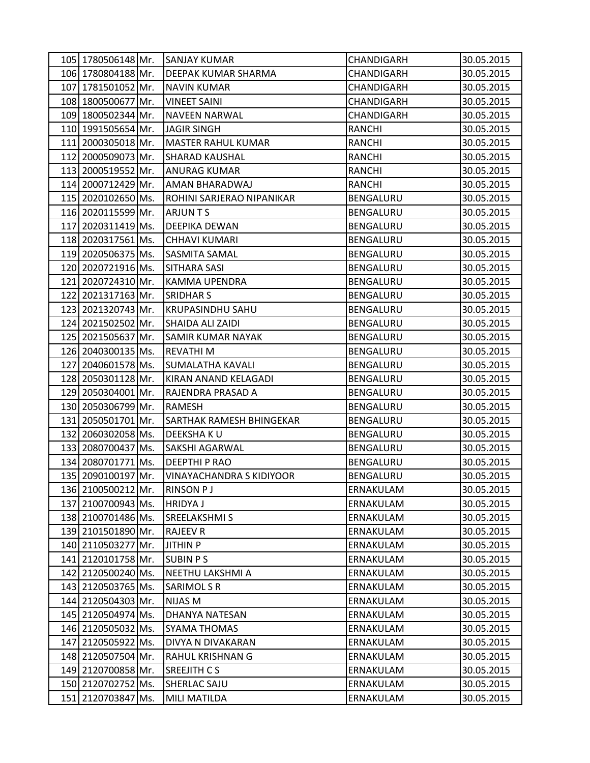| | | | | | |
|---|---|---|---|---|---|
| 105 | 1780506148 | Mr. | SANJAY KUMAR | CHANDIGARH | 30.05.2015 |
| 106 | 1780804188 | Mr. | DEEPAK KUMAR SHARMA | CHANDIGARH | 30.05.2015 |
| 107 | 1781501052 | Mr. | NAVIN KUMAR | CHANDIGARH | 30.05.2015 |
| 108 | 1800500677 | Mr. | VINEET SAINI | CHANDIGARH | 30.05.2015 |
| 109 | 1800502344 | Mr. | NAVEEN NARWAL | CHANDIGARH | 30.05.2015 |
| 110 | 1991505654 | Mr. | JAGIR SINGH | RANCHI | 30.05.2015 |
| 111 | 2000305018 | Mr. | MASTER RAHUL KUMAR | RANCHI | 30.05.2015 |
| 112 | 2000509073 | Mr. | SHARAD KAUSHAL | RANCHI | 30.05.2015 |
| 113 | 2000519552 | Mr. | ANURAG KUMAR | RANCHI | 30.05.2015 |
| 114 | 2000712429 | Mr. | AMAN BHARADWAJ | RANCHI | 30.05.2015 |
| 115 | 2020102650 | Ms. | ROHINI SARJERAO NIPANIKAR | BENGALURU | 30.05.2015 |
| 116 | 2020115599 | Mr. | ARJUN T S | BENGALURU | 30.05.2015 |
| 117 | 2020311419 | Ms. | DEEPIKA DEWAN | BENGALURU | 30.05.2015 |
| 118 | 2020317561 | Ms. | CHHAVI KUMARI | BENGALURU | 30.05.2015 |
| 119 | 2020506375 | Ms. | SASMITA SAMAL | BENGALURU | 30.05.2015 |
| 120 | 2020721916 | Ms. | SITHARA SASI | BENGALURU | 30.05.2015 |
| 121 | 2020724310 | Mr. | KAMMA UPENDRA | BENGALURU | 30.05.2015 |
| 122 | 2021317163 | Mr. | SRIDHAR S | BENGALURU | 30.05.2015 |
| 123 | 2021320743 | Mr. | KRUPASINDHU SAHU | BENGALURU | 30.05.2015 |
| 124 | 2021502502 | Mr. | SHAIDA ALI ZAIDI | BENGALURU | 30.05.2015 |
| 125 | 2021505637 | Mr. | SAMIR KUMAR NAYAK | BENGALURU | 30.05.2015 |
| 126 | 2040300135 | Ms. | REVATHI M | BENGALURU | 30.05.2015 |
| 127 | 2040601578 | Ms. | SUMALATHA KAVALI | BENGALURU | 30.05.2015 |
| 128 | 2050301128 | Mr. | KIRAN ANAND KELAGADI | BENGALURU | 30.05.2015 |
| 129 | 2050304001 | Mr. | RAJENDRA PRASAD A | BENGALURU | 30.05.2015 |
| 130 | 2050306799 | Mr. | RAMESH | BENGALURU | 30.05.2015 |
| 131 | 2050501701 | Mr. | SARTHAK RAMESH BHINGEKAR | BENGALURU | 30.05.2015 |
| 132 | 2060302058 | Ms. | DEEKSHA K U | BENGALURU | 30.05.2015 |
| 133 | 2080700437 | Ms. | SAKSHI AGARWAL | BENGALURU | 30.05.2015 |
| 134 | 2080701771 | Ms. | DEEPTHI P RAO | BENGALURU | 30.05.2015 |
| 135 | 2090100197 | Mr. | VINAYACHANDRA S KIDIYOOR | BENGALURU | 30.05.2015 |
| 136 | 2100500212 | Mr. | RINSON P J | ERNAKULAM | 30.05.2015 |
| 137 | 2100700943 | Ms. | HRIDYA J | ERNAKULAM | 30.05.2015 |
| 138 | 2100701486 | Ms. | SREELAKSHMI S | ERNAKULAM | 30.05.2015 |
| 139 | 2101501890 | Mr. | RAJEEV R | ERNAKULAM | 30.05.2015 |
| 140 | 2110503277 | Mr. | JITHIN P | ERNAKULAM | 30.05.2015 |
| 141 | 2120101758 | Mr. | SUBIN P S | ERNAKULAM | 30.05.2015 |
| 142 | 2120500240 | Ms. | NEETHU LAKSHMI A | ERNAKULAM | 30.05.2015 |
| 143 | 2120503765 | Ms. | SARIMOL S R | ERNAKULAM | 30.05.2015 |
| 144 | 2120504303 | Mr. | NIJAS M | ERNAKULAM | 30.05.2015 |
| 145 | 2120504974 | Ms. | DHANYA NATESAN | ERNAKULAM | 30.05.2015 |
| 146 | 2120505032 | Ms. | SYAMA THOMAS | ERNAKULAM | 30.05.2015 |
| 147 | 2120505922 | Ms. | DIVYA N DIVAKARAN | ERNAKULAM | 30.05.2015 |
| 148 | 2120507504 | Mr. | RAHUL KRISHNAN G | ERNAKULAM | 30.05.2015 |
| 149 | 2120700858 | Mr. | SREEJITH C S | ERNAKULAM | 30.05.2015 |
| 150 | 2120702752 | Ms. | SHERLAC SAJU | ERNAKULAM | 30.05.2015 |
| 151 | 2120703847 | Ms. | MILI MATILDA | ERNAKULAM | 30.05.2015 |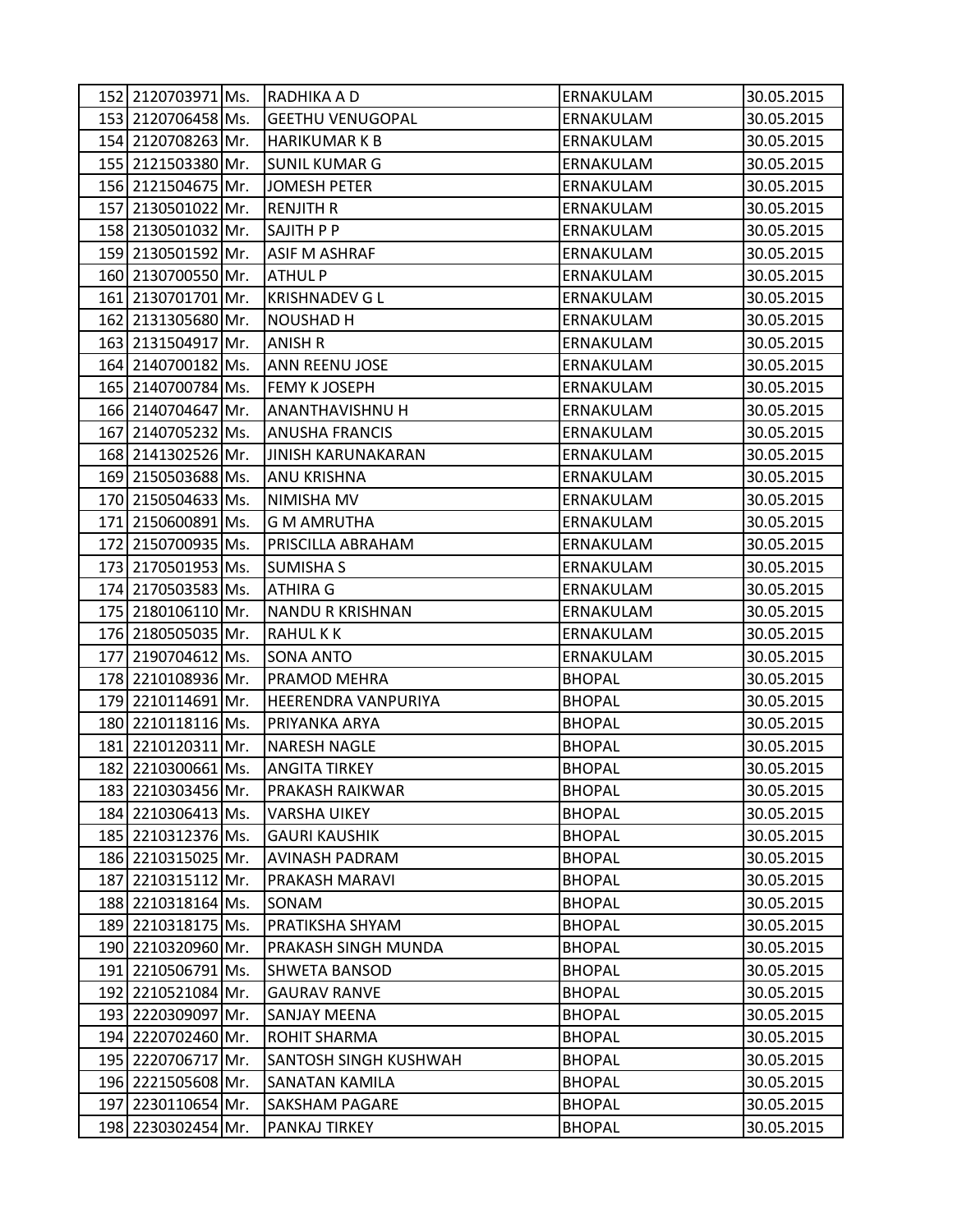| | | | | | |
|---|---|---|---|---|---|
| 152 | 2120703971 | Ms. | RADHIKA A D | ERNAKULAM | 30.05.2015 |
| 153 | 2120706458 | Ms. | GEETHU VENUGOPAL | ERNAKULAM | 30.05.2015 |
| 154 | 2120708263 | Mr. | HARIKUMAR K B | ERNAKULAM | 30.05.2015 |
| 155 | 2121503380 | Mr. | SUNIL KUMAR G | ERNAKULAM | 30.05.2015 |
| 156 | 2121504675 | Mr. | JOMESH PETER | ERNAKULAM | 30.05.2015 |
| 157 | 2130501022 | Mr. | RENJITH R | ERNAKULAM | 30.05.2015 |
| 158 | 2130501032 | Mr. | SAJITH P P | ERNAKULAM | 30.05.2015 |
| 159 | 2130501592 | Mr. | ASIF M ASHRAF | ERNAKULAM | 30.05.2015 |
| 160 | 2130700550 | Mr. | ATHUL P | ERNAKULAM | 30.05.2015 |
| 161 | 2130701701 | Mr. | KRISHNADEV G L | ERNAKULAM | 30.05.2015 |
| 162 | 2131305680 | Mr. | NOUSHAD H | ERNAKULAM | 30.05.2015 |
| 163 | 2131504917 | Mr. | ANISH R | ERNAKULAM | 30.05.2015 |
| 164 | 2140700182 | Ms. | ANN REENU JOSE | ERNAKULAM | 30.05.2015 |
| 165 | 2140700784 | Ms. | FEMY K JOSEPH | ERNAKULAM | 30.05.2015 |
| 166 | 2140704647 | Mr. | ANANTHAVISHNU H | ERNAKULAM | 30.05.2015 |
| 167 | 2140705232 | Ms. | ANUSHA FRANCIS | ERNAKULAM | 30.05.2015 |
| 168 | 2141302526 | Mr. | JINISH KARUNAKARAN | ERNAKULAM | 30.05.2015 |
| 169 | 2150503688 | Ms. | ANU KRISHNA | ERNAKULAM | 30.05.2015 |
| 170 | 2150504633 | Ms. | NIMISHA MV | ERNAKULAM | 30.05.2015 |
| 171 | 2150600891 | Ms. | G M AMRUTHA | ERNAKULAM | 30.05.2015 |
| 172 | 2150700935 | Ms. | PRISCILLA ABRAHAM | ERNAKULAM | 30.05.2015 |
| 173 | 2170501953 | Ms. | SUMISHA S | ERNAKULAM | 30.05.2015 |
| 174 | 2170503583 | Ms. | ATHIRA G | ERNAKULAM | 30.05.2015 |
| 175 | 2180106110 | Mr. | NANDU R KRISHNAN | ERNAKULAM | 30.05.2015 |
| 176 | 2180505035 | Mr. | RAHUL K K | ERNAKULAM | 30.05.2015 |
| 177 | 2190704612 | Ms. | SONA ANTO | ERNAKULAM | 30.05.2015 |
| 178 | 2210108936 | Mr. | PRAMOD MEHRA | BHOPAL | 30.05.2015 |
| 179 | 2210114691 | Mr. | HEERENDRA VANPURIYA | BHOPAL | 30.05.2015 |
| 180 | 2210118116 | Ms. | PRIYANKA ARYA | BHOPAL | 30.05.2015 |
| 181 | 2210120311 | Mr. | NARESH NAGLE | BHOPAL | 30.05.2015 |
| 182 | 2210300661 | Ms. | ANGITA TIRKEY | BHOPAL | 30.05.2015 |
| 183 | 2210303456 | Mr. | PRAKASH RAIKWAR | BHOPAL | 30.05.2015 |
| 184 | 2210306413 | Ms. | VARSHA UIKEY | BHOPAL | 30.05.2015 |
| 185 | 2210312376 | Ms. | GAURI KAUSHIK | BHOPAL | 30.05.2015 |
| 186 | 2210315025 | Mr. | AVINASH PADRAM | BHOPAL | 30.05.2015 |
| 187 | 2210315112 | Mr. | PRAKASH MARAVI | BHOPAL | 30.05.2015 |
| 188 | 2210318164 | Ms. | SONAM | BHOPAL | 30.05.2015 |
| 189 | 2210318175 | Ms. | PRATIKSHA SHYAM | BHOPAL | 30.05.2015 |
| 190 | 2210320960 | Mr. | PRAKASH SINGH MUNDA | BHOPAL | 30.05.2015 |
| 191 | 2210506791 | Ms. | SHWETA BANSOD | BHOPAL | 30.05.2015 |
| 192 | 2210521084 | Mr. | GAURAV RANVE | BHOPAL | 30.05.2015 |
| 193 | 2220309097 | Mr. | SANJAY MEENA | BHOPAL | 30.05.2015 |
| 194 | 2220702460 | Mr. | ROHIT SHARMA | BHOPAL | 30.05.2015 |
| 195 | 2220706717 | Mr. | SANTOSH SINGH KUSHWAH | BHOPAL | 30.05.2015 |
| 196 | 2221505608 | Mr. | SANATAN KAMILA | BHOPAL | 30.05.2015 |
| 197 | 2230110654 | Mr. | SAKSHAM PAGARE | BHOPAL | 30.05.2015 |
| 198 | 2230302454 | Mr. | PANKAJ TIRKEY | BHOPAL | 30.05.2015 |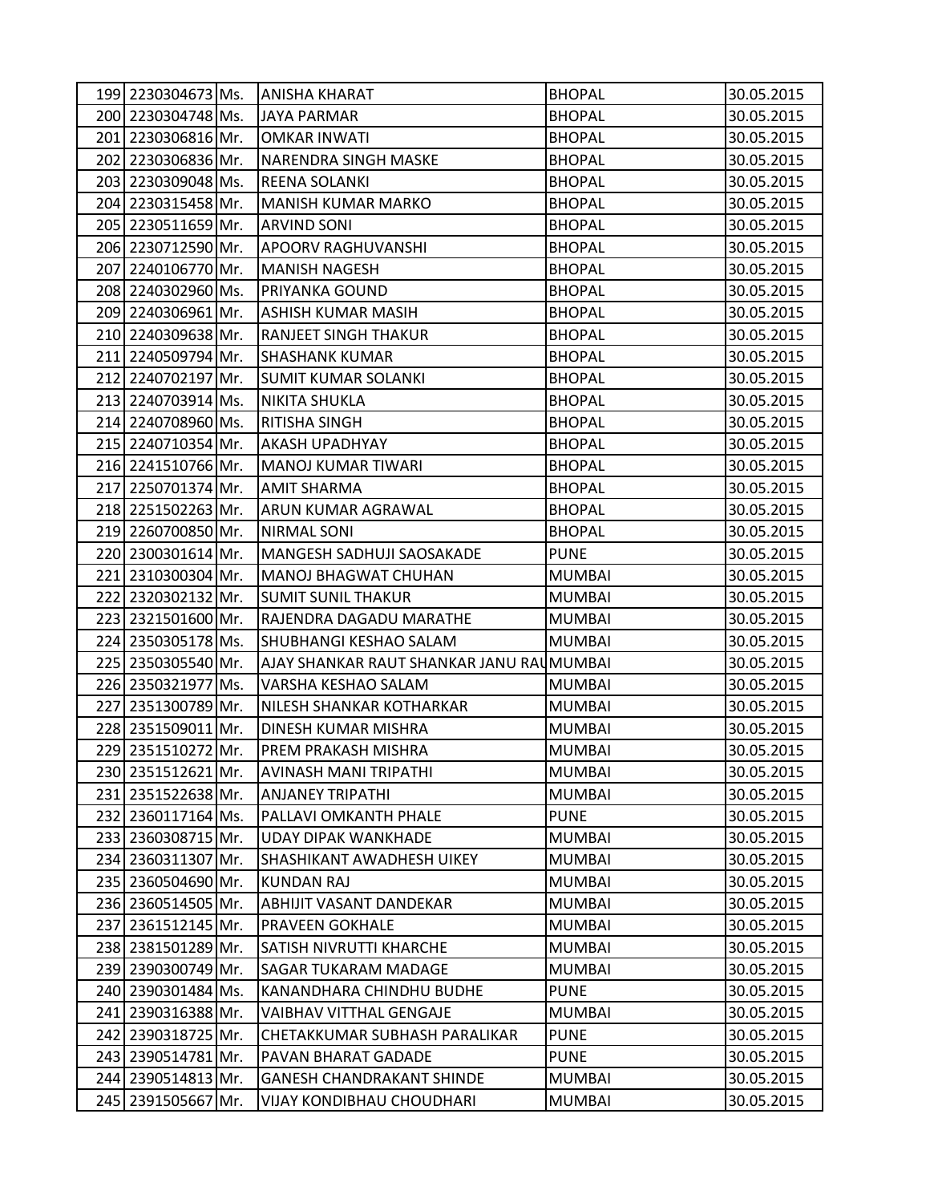| 199 | 2230304673 | Ms. | ANISHA KHARAT | BHOPAL | 30.05.2015 |
|---|---|---|---|---|---|
| 200 | 2230304748 | Ms. | JAYA PARMAR | BHOPAL | 30.05.2015 |
| 201 | 2230306816 | Mr. | OMKAR INWATI | BHOPAL | 30.05.2015 |
| 202 | 2230306836 | Mr. | NARENDRA SINGH MASKE | BHOPAL | 30.05.2015 |
| 203 | 2230309048 | Ms. | REENA SOLANKI | BHOPAL | 30.05.2015 |
| 204 | 2230315458 | Mr. | MANISH KUMAR MARKO | BHOPAL | 30.05.2015 |
| 205 | 2230511659 | Mr. | ARVIND SONI | BHOPAL | 30.05.2015 |
| 206 | 2230712590 | Mr. | APOORV RAGHUVANSHI | BHOPAL | 30.05.2015 |
| 207 | 2240106770 | Mr. | MANISH NAGESH | BHOPAL | 30.05.2015 |
| 208 | 2240302960 | Ms. | PRIYANKA GOUND | BHOPAL | 30.05.2015 |
| 209 | 2240306961 | Mr. | ASHISH KUMAR MASIH | BHOPAL | 30.05.2015 |
| 210 | 2240309638 | Mr. | RANJEET SINGH THAKUR | BHOPAL | 30.05.2015 |
| 211 | 2240509794 | Mr. | SHASHANK KUMAR | BHOPAL | 30.05.2015 |
| 212 | 2240702197 | Mr. | SUMIT KUMAR SOLANKI | BHOPAL | 30.05.2015 |
| 213 | 2240703914 | Ms. | NIKITA SHUKLA | BHOPAL | 30.05.2015 |
| 214 | 2240708960 | Ms. | RITISHA SINGH | BHOPAL | 30.05.2015 |
| 215 | 2240710354 | Mr. | AKASH UPADHYAY | BHOPAL | 30.05.2015 |
| 216 | 2241510766 | Mr. | MANOJ KUMAR TIWARI | BHOPAL | 30.05.2015 |
| 217 | 2250701374 | Mr. | AMIT SHARMA | BHOPAL | 30.05.2015 |
| 218 | 2251502263 | Mr. | ARUN KUMAR AGRAWAL | BHOPAL | 30.05.2015 |
| 219 | 2260700850 | Mr. | NIRMAL SONI | BHOPAL | 30.05.2015 |
| 220 | 2300301614 | Mr. | MANGESH SADHUJI SAOSAKADE | PUNE | 30.05.2015 |
| 221 | 2310300304 | Mr. | MANOJ BHAGWAT CHUHAN | MUMBAI | 30.05.2015 |
| 222 | 2320302132 | Mr. | SUMIT SUNIL THAKUR | MUMBAI | 30.05.2015 |
| 223 | 2321501600 | Mr. | RAJENDRA DAGADU MARATHE | MUMBAI | 30.05.2015 |
| 224 | 2350305178 | Ms. | SHUBHANGI KESHAO SALAM | MUMBAI | 30.05.2015 |
| 225 | 2350305540 | Mr. | AJAY SHANKAR RAUT SHANKAR JANU RAU | MUMBAI | 30.05.2015 |
| 226 | 2350321977 | Ms. | VARSHA KESHAO SALAM | MUMBAI | 30.05.2015 |
| 227 | 2351300789 | Mr. | NILESH SHANKAR KOTHARKAR | MUMBAI | 30.05.2015 |
| 228 | 2351509011 | Mr. | DINESH KUMAR MISHRA | MUMBAI | 30.05.2015 |
| 229 | 2351510272 | Mr. | PREM PRAKASH MISHRA | MUMBAI | 30.05.2015 |
| 230 | 2351512621 | Mr. | AVINASH MANI TRIPATHI | MUMBAI | 30.05.2015 |
| 231 | 2351522638 | Mr. | ANJANEY TRIPATHI | MUMBAI | 30.05.2015 |
| 232 | 2360117164 | Ms. | PALLAVI OMKANTH PHALE | PUNE | 30.05.2015 |
| 233 | 2360308715 | Mr. | UDAY DIPAK WANKHADE | MUMBAI | 30.05.2015 |
| 234 | 2360311307 | Mr. | SHASHIKANT AWADHESH UIKEY | MUMBAI | 30.05.2015 |
| 235 | 2360504690 | Mr. | KUNDAN RAJ | MUMBAI | 30.05.2015 |
| 236 | 2360514505 | Mr. | ABHIJIT VASANT DANDEKAR | MUMBAI | 30.05.2015 |
| 237 | 2361512145 | Mr. | PRAVEEN GOKHALE | MUMBAI | 30.05.2015 |
| 238 | 2381501289 | Mr. | SATISH NIVRUTTI KHARCHE | MUMBAI | 30.05.2015 |
| 239 | 2390300749 | Mr. | SAGAR TUKARAM MADAGE | MUMBAI | 30.05.2015 |
| 240 | 2390301484 | Ms. | KANANDHARA CHINDHU BUDHE | PUNE | 30.05.2015 |
| 241 | 2390316388 | Mr. | VAIBHAV VITTHAL GENGAJE | MUMBAI | 30.05.2015 |
| 242 | 2390318725 | Mr. | CHETAKKUMAR SUBHASH PARALIKAR | PUNE | 30.05.2015 |
| 243 | 2390514781 | Mr. | PAVAN BHARAT GADADE | PUNE | 30.05.2015 |
| 244 | 2390514813 | Mr. | GANESH CHANDRAKANT SHINDE | MUMBAI | 30.05.2015 |
| 245 | 2391505667 | Mr. | VIJAY KONDIBHAU CHOUDHARI | MUMBAI | 30.05.2015 |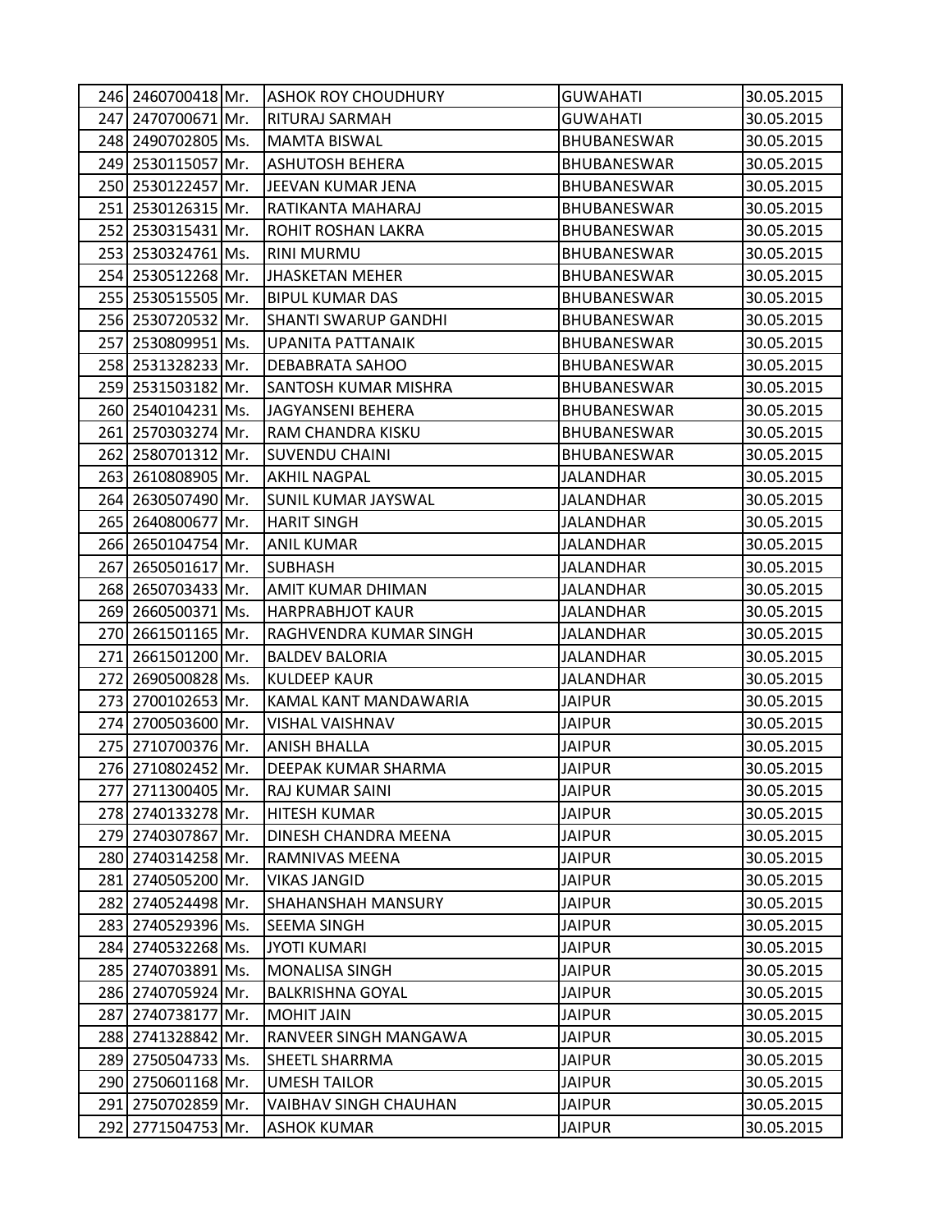| | | | | | |
|---|---|---|---|---|---|
| 246 | 2460700418 | Mr. | ASHOK ROY CHOUDHURY | GUWAHATI | 30.05.2015 |
| 247 | 2470700671 | Mr. | RITURAJ SARMAH | GUWAHATI | 30.05.2015 |
| 248 | 2490702805 | Ms. | MAMTA BISWAL | BHUBANESWAR | 30.05.2015 |
| 249 | 2530115057 | Mr. | ASHUTOSH BEHERA | BHUBANESWAR | 30.05.2015 |
| 250 | 2530122457 | Mr. | JEEVAN KUMAR JENA | BHUBANESWAR | 30.05.2015 |
| 251 | 2530126315 | Mr. | RATIKANTA MAHARAJ | BHUBANESWAR | 30.05.2015 |
| 252 | 2530315431 | Mr. | ROHIT ROSHAN LAKRA | BHUBANESWAR | 30.05.2015 |
| 253 | 2530324761 | Ms. | RINI MURMU | BHUBANESWAR | 30.05.2015 |
| 254 | 2530512268 | Mr. | JHASKETAN MEHER | BHUBANESWAR | 30.05.2015 |
| 255 | 2530515505 | Mr. | BIPUL KUMAR DAS | BHUBANESWAR | 30.05.2015 |
| 256 | 2530720532 | Mr. | SHANTI SWARUP GANDHI | BHUBANESWAR | 30.05.2015 |
| 257 | 2530809951 | Ms. | UPANITA PATTANAIK | BHUBANESWAR | 30.05.2015 |
| 258 | 2531328233 | Mr. | DEBABRATA SAHOO | BHUBANESWAR | 30.05.2015 |
| 259 | 2531503182 | Mr. | SANTOSH KUMAR MISHRA | BHUBANESWAR | 30.05.2015 |
| 260 | 2540104231 | Ms. | JAGYANSENI BEHERA | BHUBANESWAR | 30.05.2015 |
| 261 | 2570303274 | Mr. | RAM CHANDRA KISKU | BHUBANESWAR | 30.05.2015 |
| 262 | 2580701312 | Mr. | SUVENDU CHAINI | BHUBANESWAR | 30.05.2015 |
| 263 | 2610808905 | Mr. | AKHIL NAGPAL | JALANDHAR | 30.05.2015 |
| 264 | 2630507490 | Mr. | SUNIL KUMAR JAYSWAL | JALANDHAR | 30.05.2015 |
| 265 | 2640800677 | Mr. | HARIT SINGH | JALANDHAR | 30.05.2015 |
| 266 | 2650104754 | Mr. | ANIL KUMAR | JALANDHAR | 30.05.2015 |
| 267 | 2650501617 | Mr. | SUBHASH | JALANDHAR | 30.05.2015 |
| 268 | 2650703433 | Mr. | AMIT KUMAR DHIMAN | JALANDHAR | 30.05.2015 |
| 269 | 2660500371 | Ms. | HARPRABHJOT KAUR | JALANDHAR | 30.05.2015 |
| 270 | 2661501165 | Mr. | RAGHVENDRA KUMAR SINGH | JALANDHAR | 30.05.2015 |
| 271 | 2661501200 | Mr. | BALDEV BALORIA | JALANDHAR | 30.05.2015 |
| 272 | 2690500828 | Ms. | KULDEEP KAUR | JALANDHAR | 30.05.2015 |
| 273 | 2700102653 | Mr. | KAMAL KANT MANDAWARIA | JAIPUR | 30.05.2015 |
| 274 | 2700503600 | Mr. | VISHAL VAISHNAV | JAIPUR | 30.05.2015 |
| 275 | 2710700376 | Mr. | ANISH BHALLA | JAIPUR | 30.05.2015 |
| 276 | 2710802452 | Mr. | DEEPAK KUMAR SHARMA | JAIPUR | 30.05.2015 |
| 277 | 2711300405 | Mr. | RAJ KUMAR SAINI | JAIPUR | 30.05.2015 |
| 278 | 2740133278 | Mr. | HITESH KUMAR | JAIPUR | 30.05.2015 |
| 279 | 2740307867 | Mr. | DINESH CHANDRA MEENA | JAIPUR | 30.05.2015 |
| 280 | 2740314258 | Mr. | RAMNIVAS MEENA | JAIPUR | 30.05.2015 |
| 281 | 2740505200 | Mr. | VIKAS JANGID | JAIPUR | 30.05.2015 |
| 282 | 2740524498 | Mr. | SHAHANSHAH MANSURY | JAIPUR | 30.05.2015 |
| 283 | 2740529396 | Ms. | SEEMA SINGH | JAIPUR | 30.05.2015 |
| 284 | 2740532268 | Ms. | JYOTI KUMARI | JAIPUR | 30.05.2015 |
| 285 | 2740703891 | Ms. | MONALISA SINGH | JAIPUR | 30.05.2015 |
| 286 | 2740705924 | Mr. | BALKRISHNA GOYAL | JAIPUR | 30.05.2015 |
| 287 | 2740738177 | Mr. | MOHIT JAIN | JAIPUR | 30.05.2015 |
| 288 | 2741328842 | Mr. | RANVEER SINGH MANGAWA | JAIPUR | 30.05.2015 |
| 289 | 2750504733 | Ms. | SHEETL SHARRMA | JAIPUR | 30.05.2015 |
| 290 | 2750601168 | Mr. | UMESH TAILOR | JAIPUR | 30.05.2015 |
| 291 | 2750702859 | Mr. | VAIBHAV SINGH CHAUHAN | JAIPUR | 30.05.2015 |
| 292 | 2771504753 | Mr. | ASHOK KUMAR | JAIPUR | 30.05.2015 |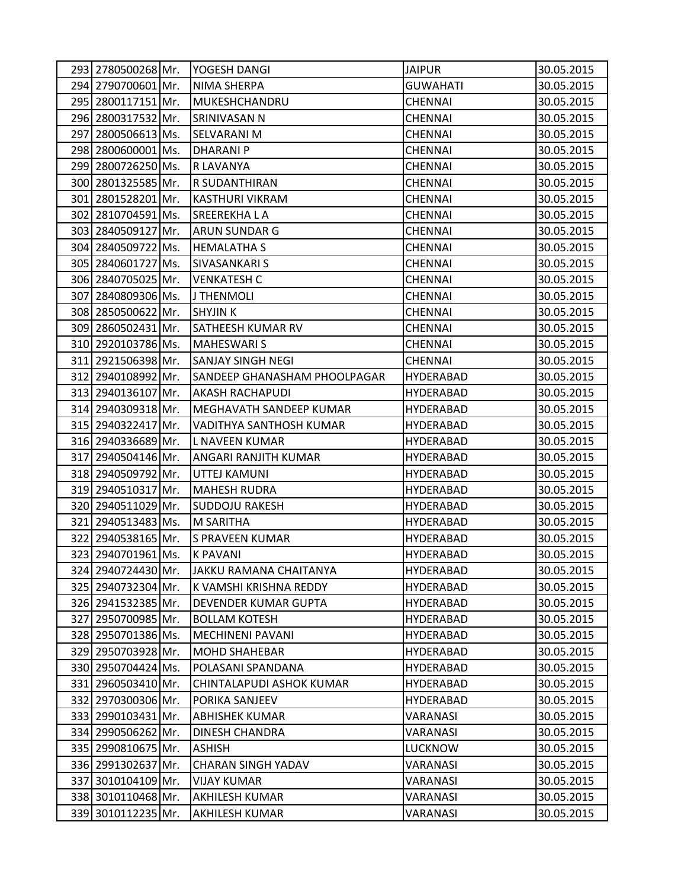| | | | | | |
|---|---|---|---|---|---|
| 293 | 2780500268 | Mr. | YOGESH DANGI | JAIPUR | 30.05.2015 |
| 294 | 2790700601 | Mr. | NIMA SHERPA | GUWAHATI | 30.05.2015 |
| 295 | 2800117151 | Mr. | MUKESHCHANDRU | CHENNAI | 30.05.2015 |
| 296 | 2800317532 | Mr. | SRINIVASAN N | CHENNAI | 30.05.2015 |
| 297 | 2800506613 | Ms. | SELVARANI M | CHENNAI | 30.05.2015 |
| 298 | 2800600001 | Ms. | DHARANI P | CHENNAI | 30.05.2015 |
| 299 | 2800726250 | Ms. | R LAVANYA | CHENNAI | 30.05.2015 |
| 300 | 2801325585 | Mr. | R SUDANTHIRAN | CHENNAI | 30.05.2015 |
| 301 | 2801528201 | Mr. | KASTHURI VIKRAM | CHENNAI | 30.05.2015 |
| 302 | 2810704591 | Ms. | SREEREKHA L A | CHENNAI | 30.05.2015 |
| 303 | 2840509127 | Mr. | ARUN SUNDAR G | CHENNAI | 30.05.2015 |
| 304 | 2840509722 | Ms. | HEMALATHA S | CHENNAI | 30.05.2015 |
| 305 | 2840601727 | Ms. | SIVASANKARI S | CHENNAI | 30.05.2015 |
| 306 | 2840705025 | Mr. | VENKATESH C | CHENNAI | 30.05.2015 |
| 307 | 2840809306 | Ms. | J THENMOLI | CHENNAI | 30.05.2015 |
| 308 | 2850500622 | Mr. | SHYJIN K | CHENNAI | 30.05.2015 |
| 309 | 2860502431 | Mr. | SATHEESH KUMAR RV | CHENNAI | 30.05.2015 |
| 310 | 2920103786 | Ms. | MAHESWARI S | CHENNAI | 30.05.2015 |
| 311 | 2921506398 | Mr. | SANJAY SINGH NEGI | CHENNAI | 30.05.2015 |
| 312 | 2940108992 | Mr. | SANDEEP GHANASHAM PHOOLPAGAR | HYDERABAD | 30.05.2015 |
| 313 | 2940136107 | Mr. | AKASH RACHAPUDI | HYDERABAD | 30.05.2015 |
| 314 | 2940309318 | Mr. | MEGHAVATH SANDEEP KUMAR | HYDERABAD | 30.05.2015 |
| 315 | 2940322417 | Mr. | VADITHYA SANTHOSH KUMAR | HYDERABAD | 30.05.2015 |
| 316 | 2940336689 | Mr. | L NAVEEN KUMAR | HYDERABAD | 30.05.2015 |
| 317 | 2940504146 | Mr. | ANGARI RANJITH KUMAR | HYDERABAD | 30.05.2015 |
| 318 | 2940509792 | Mr. | UTTEJ KAMUNI | HYDERABAD | 30.05.2015 |
| 319 | 2940510317 | Mr. | MAHESH RUDRA | HYDERABAD | 30.05.2015 |
| 320 | 2940511029 | Mr. | SUDDOJU RAKESH | HYDERABAD | 30.05.2015 |
| 321 | 2940513483 | Ms. | M SARITHA | HYDERABAD | 30.05.2015 |
| 322 | 2940538165 | Mr. | S PRAVEEN KUMAR | HYDERABAD | 30.05.2015 |
| 323 | 2940701961 | Ms. | K PAVANI | HYDERABAD | 30.05.2015 |
| 324 | 2940724430 | Mr. | JAKKU RAMANA CHAITANYA | HYDERABAD | 30.05.2015 |
| 325 | 2940732304 | Mr. | K VAMSHI KRISHNA REDDY | HYDERABAD | 30.05.2015 |
| 326 | 2941532385 | Mr. | DEVENDER KUMAR GUPTA | HYDERABAD | 30.05.2015 |
| 327 | 2950700985 | Mr. | BOLLAM KOTESH | HYDERABAD | 30.05.2015 |
| 328 | 2950701386 | Ms. | MECHINENI PAVANI | HYDERABAD | 30.05.2015 |
| 329 | 2950703928 | Mr. | MOHD SHAHEBAR | HYDERABAD | 30.05.2015 |
| 330 | 2950704424 | Ms. | POLASANI SPANDANA | HYDERABAD | 30.05.2015 |
| 331 | 2960503410 | Mr. | CHINTALAPUDI ASHOK KUMAR | HYDERABAD | 30.05.2015 |
| 332 | 2970300306 | Mr. | PORIKA SANJEEV | HYDERABAD | 30.05.2015 |
| 333 | 2990103431 | Mr. | ABHISHEK KUMAR | VARANASI | 30.05.2015 |
| 334 | 2990506262 | Mr. | DINESH CHANDRA | VARANASI | 30.05.2015 |
| 335 | 2990810675 | Mr. | ASHISH | LUCKNOW | 30.05.2015 |
| 336 | 2991302637 | Mr. | CHARAN SINGH YADAV | VARANASI | 30.05.2015 |
| 337 | 3010104109 | Mr. | VIJAY KUMAR | VARANASI | 30.05.2015 |
| 338 | 3010110468 | Mr. | AKHILESH KUMAR | VARANASI | 30.05.2015 |
| 339 | 3010112235 | Mr. | AKHILESH KUMAR | VARANASI | 30.05.2015 |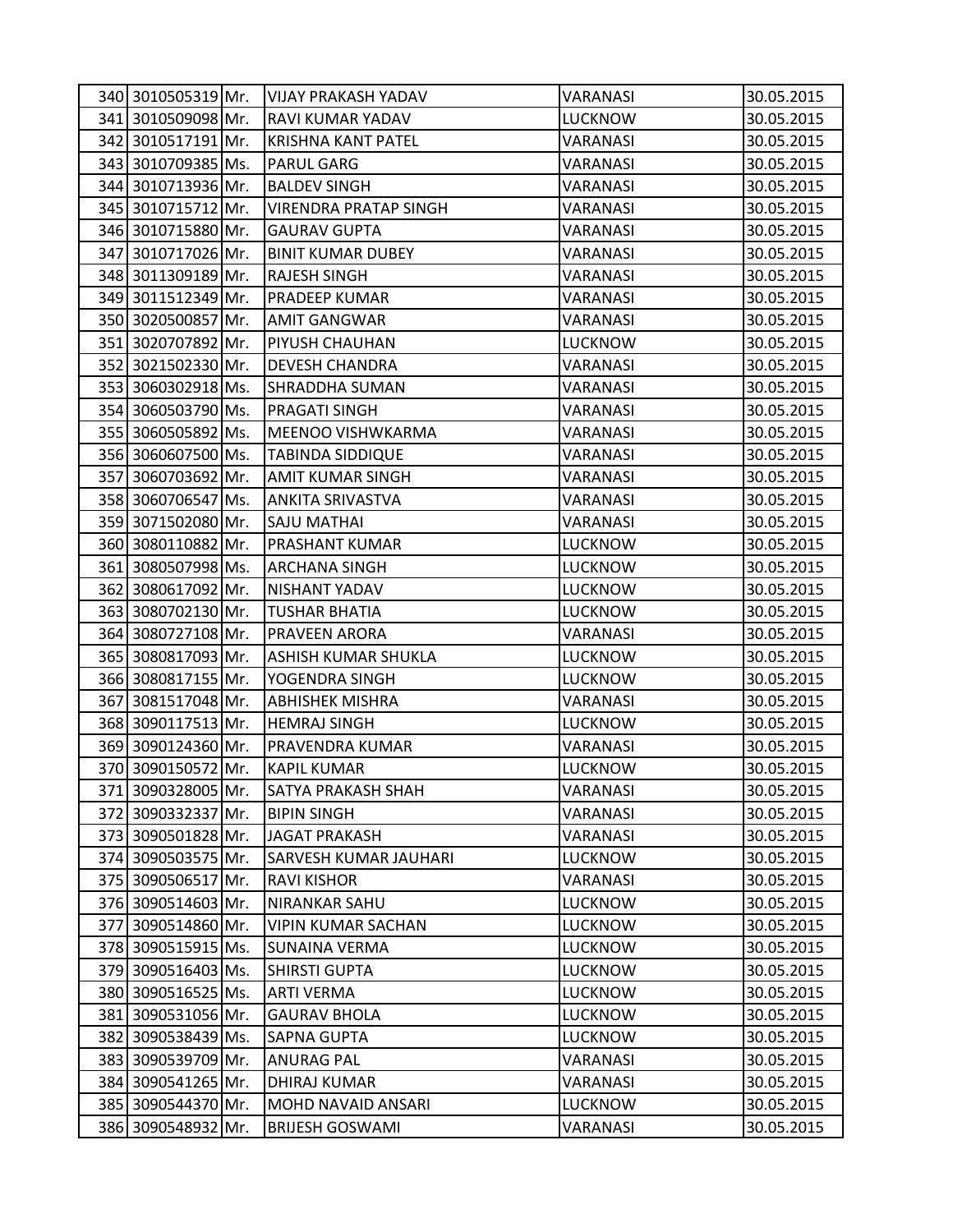| | | | | | |
|---|---|---|---|---|---|
| 340 | 3010505319 | Mr. | VIJAY PRAKASH YADAV | VARANASI | 30.05.2015 |
| 341 | 3010509098 | Mr. | RAVI KUMAR YADAV | LUCKNOW | 30.05.2015 |
| 342 | 3010517191 | Mr. | KRISHNA KANT PATEL | VARANASI | 30.05.2015 |
| 343 | 3010709385 | Ms. | PARUL GARG | VARANASI | 30.05.2015 |
| 344 | 3010713936 | Mr. | BALDEV SINGH | VARANASI | 30.05.2015 |
| 345 | 3010715712 | Mr. | VIRENDRA PRATAP SINGH | VARANASI | 30.05.2015 |
| 346 | 3010715880 | Mr. | GAURAV GUPTA | VARANASI | 30.05.2015 |
| 347 | 3010717026 | Mr. | BINIT KUMAR DUBEY | VARANASI | 30.05.2015 |
| 348 | 3011309189 | Mr. | RAJESH SINGH | VARANASI | 30.05.2015 |
| 349 | 3011512349 | Mr. | PRADEEP KUMAR | VARANASI | 30.05.2015 |
| 350 | 3020500857 | Mr. | AMIT GANGWAR | VARANASI | 30.05.2015 |
| 351 | 3020707892 | Mr. | PIYUSH CHAUHAN | LUCKNOW | 30.05.2015 |
| 352 | 3021502330 | Mr. | DEVESH CHANDRA | VARANASI | 30.05.2015 |
| 353 | 3060302918 | Ms. | SHRADDHA SUMAN | VARANASI | 30.05.2015 |
| 354 | 3060503790 | Ms. | PRAGATI SINGH | VARANASI | 30.05.2015 |
| 355 | 3060505892 | Ms. | MEENOO VISHWKARMA | VARANASI | 30.05.2015 |
| 356 | 3060607500 | Ms. | TABINDA SIDDIQUE | VARANASI | 30.05.2015 |
| 357 | 3060703692 | Mr. | AMIT KUMAR SINGH | VARANASI | 30.05.2015 |
| 358 | 3060706547 | Ms. | ANKITA SRIVASTVA | VARANASI | 30.05.2015 |
| 359 | 3071502080 | Mr. | SAJU MATHAI | VARANASI | 30.05.2015 |
| 360 | 3080110882 | Mr. | PRASHANT KUMAR | LUCKNOW | 30.05.2015 |
| 361 | 3080507998 | Ms. | ARCHANA SINGH | LUCKNOW | 30.05.2015 |
| 362 | 3080617092 | Mr. | NISHANT YADAV | LUCKNOW | 30.05.2015 |
| 363 | 3080702130 | Mr. | TUSHAR BHATIA | LUCKNOW | 30.05.2015 |
| 364 | 3080727108 | Mr. | PRAVEEN ARORA | VARANASI | 30.05.2015 |
| 365 | 3080817093 | Mr. | ASHISH KUMAR SHUKLA | LUCKNOW | 30.05.2015 |
| 366 | 3080817155 | Mr. | YOGENDRA SINGH | LUCKNOW | 30.05.2015 |
| 367 | 3081517048 | Mr. | ABHISHEK MISHRA | VARANASI | 30.05.2015 |
| 368 | 3090117513 | Mr. | HEMRAJ SINGH | LUCKNOW | 30.05.2015 |
| 369 | 3090124360 | Mr. | PRAVENDRA KUMAR | VARANASI | 30.05.2015 |
| 370 | 3090150572 | Mr. | KAPIL KUMAR | LUCKNOW | 30.05.2015 |
| 371 | 3090328005 | Mr. | SATYA PRAKASH SHAH | VARANASI | 30.05.2015 |
| 372 | 3090332337 | Mr. | BIPIN SINGH | VARANASI | 30.05.2015 |
| 373 | 3090501828 | Mr. | JAGAT PRAKASH | VARANASI | 30.05.2015 |
| 374 | 3090503575 | Mr. | SARVESH KUMAR JAUHARI | LUCKNOW | 30.05.2015 |
| 375 | 3090506517 | Mr. | RAVI KISHOR | VARANASI | 30.05.2015 |
| 376 | 3090514603 | Mr. | NIRANKAR SAHU | LUCKNOW | 30.05.2015 |
| 377 | 3090514860 | Mr. | VIPIN KUMAR SACHAN | LUCKNOW | 30.05.2015 |
| 378 | 3090515915 | Ms. | SUNAINA VERMA | LUCKNOW | 30.05.2015 |
| 379 | 3090516403 | Ms. | SHIRSTI GUPTA | LUCKNOW | 30.05.2015 |
| 380 | 3090516525 | Ms. | ARTI VERMA | LUCKNOW | 30.05.2015 |
| 381 | 3090531056 | Mr. | GAURAV BHOLA | LUCKNOW | 30.05.2015 |
| 382 | 3090538439 | Ms. | SAPNA GUPTA | LUCKNOW | 30.05.2015 |
| 383 | 3090539709 | Mr. | ANURAG PAL | VARANASI | 30.05.2015 |
| 384 | 3090541265 | Mr. | DHIRAJ KUMAR | VARANASI | 30.05.2015 |
| 385 | 3090544370 | Mr. | MOHD NAVAID ANSARI | LUCKNOW | 30.05.2015 |
| 386 | 3090548932 | Mr. | BRIJESH GOSWAMI | VARANASI | 30.05.2015 |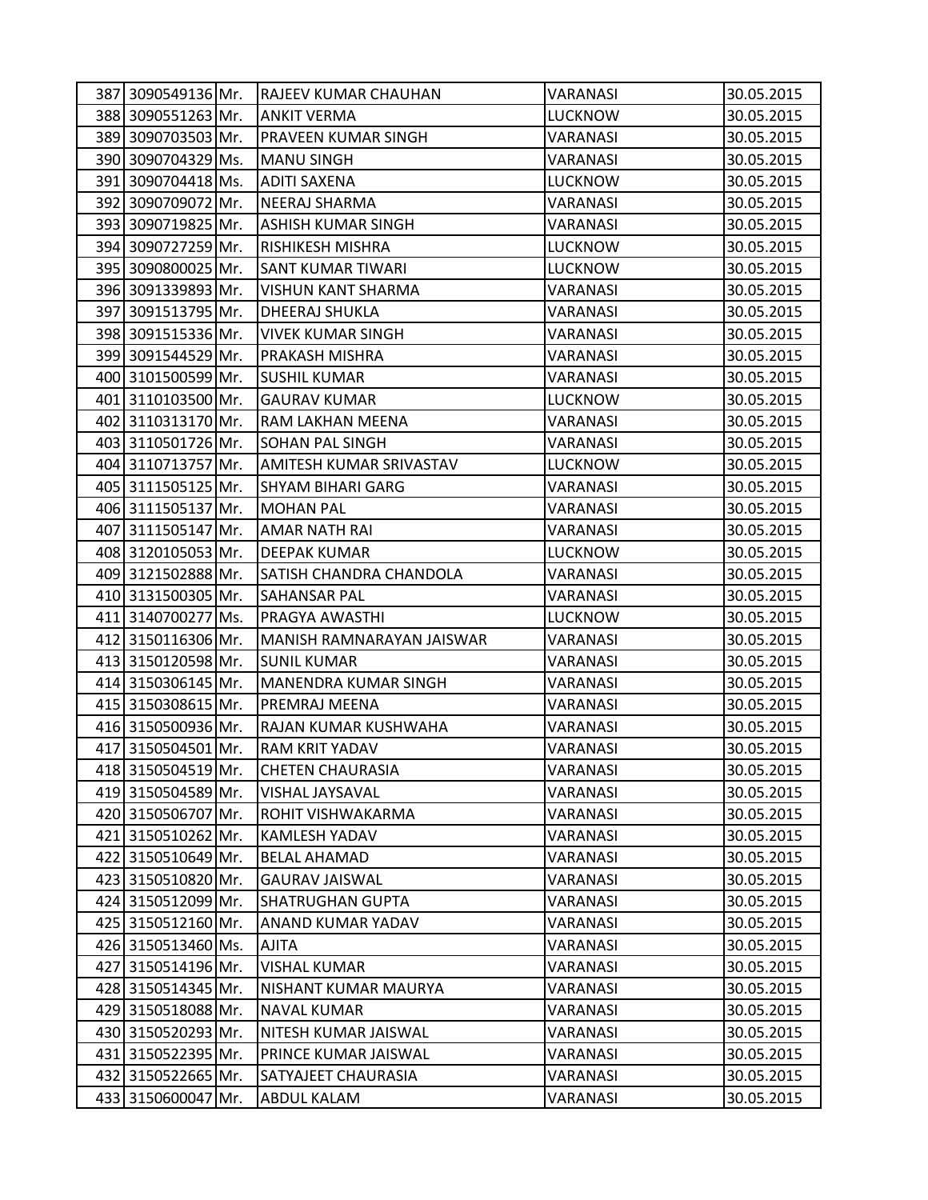| | | | | | |
|---|---|---|---|---|---|
| 387 | 3090549136 | Mr. | RAJEEV KUMAR CHAUHAN | VARANASI | 30.05.2015 |
| 388 | 3090551263 | Mr. | ANKIT VERMA | LUCKNOW | 30.05.2015 |
| 389 | 3090703503 | Mr. | PRAVEEN KUMAR SINGH | VARANASI | 30.05.2015 |
| 390 | 3090704329 | Ms. | MANU SINGH | VARANASI | 30.05.2015 |
| 391 | 3090704418 | Ms. | ADITI SAXENA | LUCKNOW | 30.05.2015 |
| 392 | 3090709072 | Mr. | NEERAJ SHARMA | VARANASI | 30.05.2015 |
| 393 | 3090719825 | Mr. | ASHISH KUMAR SINGH | VARANASI | 30.05.2015 |
| 394 | 3090727259 | Mr. | RISHIKESH MISHRA | LUCKNOW | 30.05.2015 |
| 395 | 3090800025 | Mr. | SANT KUMAR TIWARI | LUCKNOW | 30.05.2015 |
| 396 | 3091339893 | Mr. | VISHUN KANT SHARMA | VARANASI | 30.05.2015 |
| 397 | 3091513795 | Mr. | DHEERAJ SHUKLA | VARANASI | 30.05.2015 |
| 398 | 3091515336 | Mr. | VIVEK KUMAR SINGH | VARANASI | 30.05.2015 |
| 399 | 3091544529 | Mr. | PRAKASH MISHRA | VARANASI | 30.05.2015 |
| 400 | 3101500599 | Mr. | SUSHIL KUMAR | VARANASI | 30.05.2015 |
| 401 | 3110103500 | Mr. | GAURAV KUMAR | LUCKNOW | 30.05.2015 |
| 402 | 3110313170 | Mr. | RAM LAKHAN MEENA | VARANASI | 30.05.2015 |
| 403 | 3110501726 | Mr. | SOHAN PAL SINGH | VARANASI | 30.05.2015 |
| 404 | 3110713757 | Mr. | AMITESH KUMAR SRIVASTAV | LUCKNOW | 30.05.2015 |
| 405 | 3111505125 | Mr. | SHYAM BIHARI GARG | VARANASI | 30.05.2015 |
| 406 | 3111505137 | Mr. | MOHAN PAL | VARANASI | 30.05.2015 |
| 407 | 3111505147 | Mr. | AMAR NATH RAI | VARANASI | 30.05.2015 |
| 408 | 3120105053 | Mr. | DEEPAK KUMAR | LUCKNOW | 30.05.2015 |
| 409 | 3121502888 | Mr. | SATISH CHANDRA CHANDOLA | VARANASI | 30.05.2015 |
| 410 | 3131500305 | Mr. | SAHANSAR PAL | VARANASI | 30.05.2015 |
| 411 | 3140700277 | Ms. | PRAGYA AWASTHI | LUCKNOW | 30.05.2015 |
| 412 | 3150116306 | Mr. | MANISH RAMNARAYAN JAISWAR | VARANASI | 30.05.2015 |
| 413 | 3150120598 | Mr. | SUNIL KUMAR | VARANASI | 30.05.2015 |
| 414 | 3150306145 | Mr. | MANENDRA KUMAR SINGH | VARANASI | 30.05.2015 |
| 415 | 3150308615 | Mr. | PREMRAJ MEENA | VARANASI | 30.05.2015 |
| 416 | 3150500936 | Mr. | RAJAN KUMAR KUSHWAHA | VARANASI | 30.05.2015 |
| 417 | 3150504501 | Mr. | RAM KRIT YADAV | VARANASI | 30.05.2015 |
| 418 | 3150504519 | Mr. | CHETEN CHAURASIA | VARANASI | 30.05.2015 |
| 419 | 3150504589 | Mr. | VISHAL JAYSAVAL | VARANASI | 30.05.2015 |
| 420 | 3150506707 | Mr. | ROHIT VISHWAKARMA | VARANASI | 30.05.2015 |
| 421 | 3150510262 | Mr. | KAMLESH YADAV | VARANASI | 30.05.2015 |
| 422 | 3150510649 | Mr. | BELAL AHAMAD | VARANASI | 30.05.2015 |
| 423 | 3150510820 | Mr. | GAURAV JAISWAL | VARANASI | 30.05.2015 |
| 424 | 3150512099 | Mr. | SHATRUGHAN GUPTA | VARANASI | 30.05.2015 |
| 425 | 3150512160 | Mr. | ANAND KUMAR YADAV | VARANASI | 30.05.2015 |
| 426 | 3150513460 | Ms. | AJITA | VARANASI | 30.05.2015 |
| 427 | 3150514196 | Mr. | VISHAL KUMAR | VARANASI | 30.05.2015 |
| 428 | 3150514345 | Mr. | NISHANT KUMAR MAURYA | VARANASI | 30.05.2015 |
| 429 | 3150518088 | Mr. | NAVAL KUMAR | VARANASI | 30.05.2015 |
| 430 | 3150520293 | Mr. | NITESH KUMAR JAISWAL | VARANASI | 30.05.2015 |
| 431 | 3150522395 | Mr. | PRINCE KUMAR JAISWAL | VARANASI | 30.05.2015 |
| 432 | 3150522665 | Mr. | SATYAJEET CHAURASIA | VARANASI | 30.05.2015 |
| 433 | 3150600047 | Mr. | ABDUL KALAM | VARANASI | 30.05.2015 |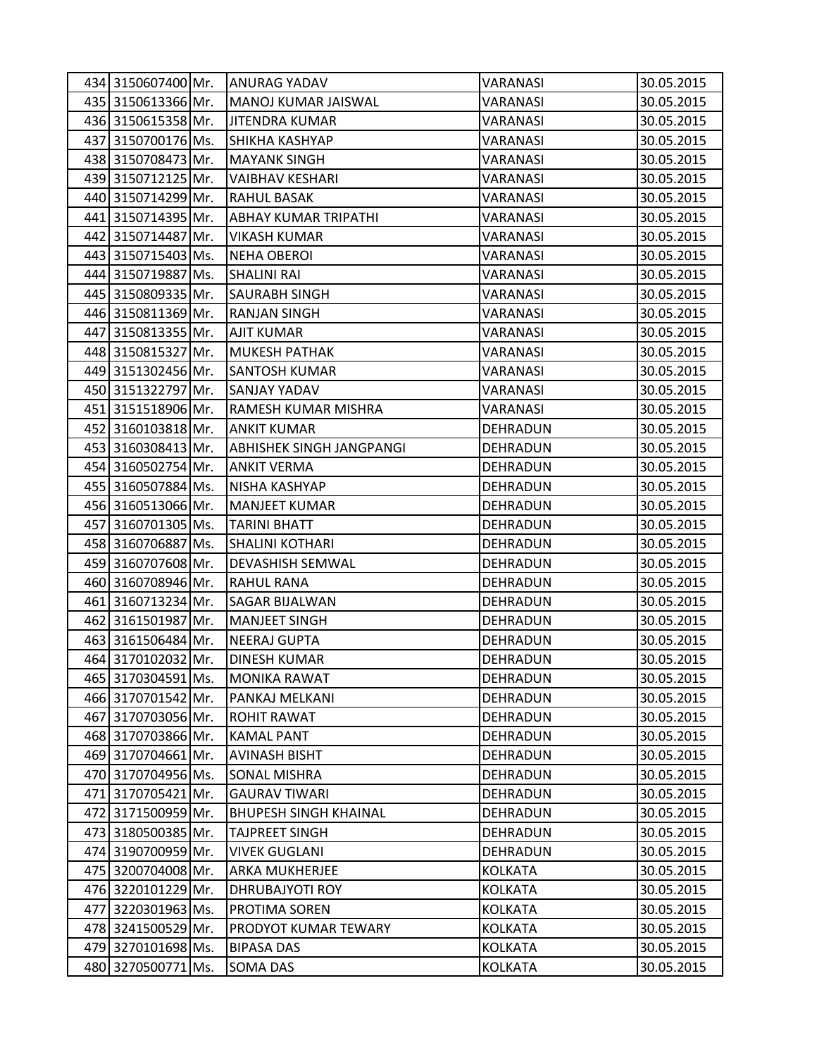| 434 | 3150607400 | Mr. | ANURAG YADAV | VARANASI | 30.05.2015 |
|---|---|---|---|---|---|
| 435 | 3150613366 | Mr. | MANOJ KUMAR JAISWAL | VARANASI | 30.05.2015 |
| 436 | 3150615358 | Mr. | JITENDRA KUMAR | VARANASI | 30.05.2015 |
| 437 | 3150700176 | Ms. | SHIKHA KASHYAP | VARANASI | 30.05.2015 |
| 438 | 3150708473 | Mr. | MAYANK SINGH | VARANASI | 30.05.2015 |
| 439 | 3150712125 | Mr. | VAIBHAV KESHARI | VARANASI | 30.05.2015 |
| 440 | 3150714299 | Mr. | RAHUL BASAK | VARANASI | 30.05.2015 |
| 441 | 3150714395 | Mr. | ABHAY KUMAR TRIPATHI | VARANASI | 30.05.2015 |
| 442 | 3150714487 | Mr. | VIKASH KUMAR | VARANASI | 30.05.2015 |
| 443 | 3150715403 | Ms. | NEHA OBEROI | VARANASI | 30.05.2015 |
| 444 | 3150719887 | Ms. | SHALINI RAI | VARANASI | 30.05.2015 |
| 445 | 3150809335 | Mr. | SAURABH SINGH | VARANASI | 30.05.2015 |
| 446 | 3150811369 | Mr. | RANJAN SINGH | VARANASI | 30.05.2015 |
| 447 | 3150813355 | Mr. | AJIT KUMAR | VARANASI | 30.05.2015 |
| 448 | 3150815327 | Mr. | MUKESH PATHAK | VARANASI | 30.05.2015 |
| 449 | 3151302456 | Mr. | SANTOSH KUMAR | VARANASI | 30.05.2015 |
| 450 | 3151322797 | Mr. | SANJAY YADAV | VARANASI | 30.05.2015 |
| 451 | 3151518906 | Mr. | RAMESH KUMAR MISHRA | VARANASI | 30.05.2015 |
| 452 | 3160103818 | Mr. | ANKIT KUMAR | DEHRADUN | 30.05.2015 |
| 453 | 3160308413 | Mr. | ABHISHEK SINGH JANGPANGI | DEHRADUN | 30.05.2015 |
| 454 | 3160502754 | Mr. | ANKIT VERMA | DEHRADUN | 30.05.2015 |
| 455 | 3160507884 | Ms. | NISHA KASHYAP | DEHRADUN | 30.05.2015 |
| 456 | 3160513066 | Mr. | MANJEET KUMAR | DEHRADUN | 30.05.2015 |
| 457 | 3160701305 | Ms. | TARINI BHATT | DEHRADUN | 30.05.2015 |
| 458 | 3160706887 | Ms. | SHALINI KOTHARI | DEHRADUN | 30.05.2015 |
| 459 | 3160707608 | Mr. | DEVASHISH SEMWAL | DEHRADUN | 30.05.2015 |
| 460 | 3160708946 | Mr. | RAHUL RANA | DEHRADUN | 30.05.2015 |
| 461 | 3160713234 | Mr. | SAGAR BIJALWAN | DEHRADUN | 30.05.2015 |
| 462 | 3161501987 | Mr. | MANJEET SINGH | DEHRADUN | 30.05.2015 |
| 463 | 3161506484 | Mr. | NEERAJ GUPTA | DEHRADUN | 30.05.2015 |
| 464 | 3170102032 | Mr. | DINESH KUMAR | DEHRADUN | 30.05.2015 |
| 465 | 3170304591 | Ms. | MONIKA RAWAT | DEHRADUN | 30.05.2015 |
| 466 | 3170701542 | Mr. | PANKAJ MELKANI | DEHRADUN | 30.05.2015 |
| 467 | 3170703056 | Mr. | ROHIT RAWAT | DEHRADUN | 30.05.2015 |
| 468 | 3170703866 | Mr. | KAMAL PANT | DEHRADUN | 30.05.2015 |
| 469 | 3170704661 | Mr. | AVINASH BISHT | DEHRADUN | 30.05.2015 |
| 470 | 3170704956 | Ms. | SONAL MISHRA | DEHRADUN | 30.05.2015 |
| 471 | 3170705421 | Mr. | GAURAV TIWARI | DEHRADUN | 30.05.2015 |
| 472 | 3171500959 | Mr. | BHUPESH SINGH KHAINAL | DEHRADUN | 30.05.2015 |
| 473 | 3180500385 | Mr. | TAJPREET SINGH | DEHRADUN | 30.05.2015 |
| 474 | 3190700959 | Mr. | VIVEK GUGLANI | DEHRADUN | 30.05.2015 |
| 475 | 3200704008 | Mr. | ARKA MUKHERJEE | KOLKATA | 30.05.2015 |
| 476 | 3220101229 | Mr. | DHRUBAJYOTI ROY | KOLKATA | 30.05.2015 |
| 477 | 3220301963 | Ms. | PROTIMA SOREN | KOLKATA | 30.05.2015 |
| 478 | 3241500529 | Mr. | PRODYOT KUMAR TEWARY | KOLKATA | 30.05.2015 |
| 479 | 3270101698 | Ms. | BIPASA DAS | KOLKATA | 30.05.2015 |
| 480 | 3270500771 | Ms. | SOMA DAS | KOLKATA | 30.05.2015 |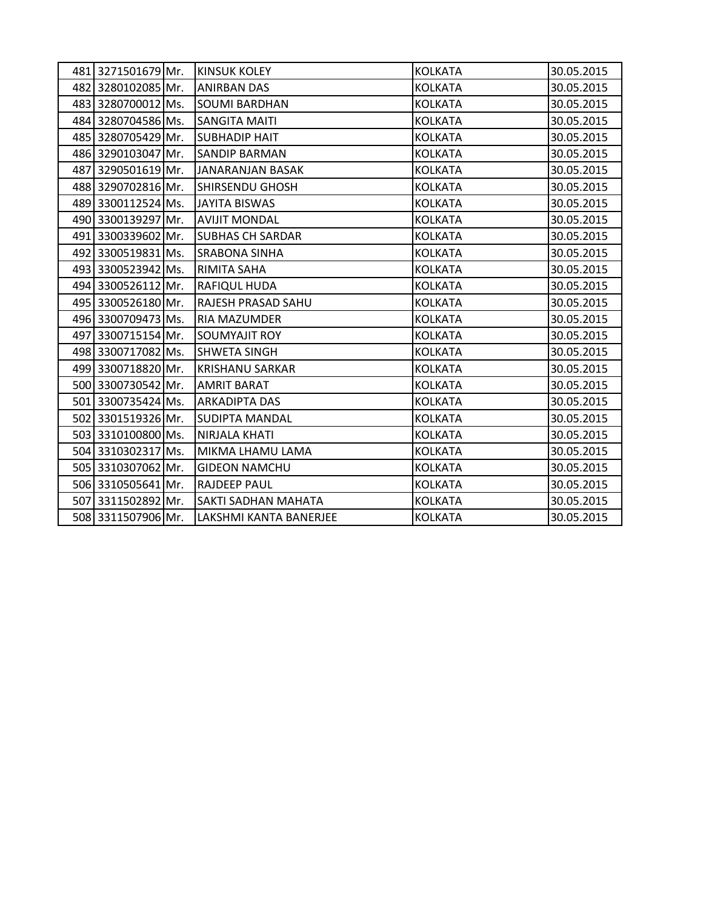| | | | | | |
|---|---|---|---|---|---|
| 481 | 3271501679 | Mr. | KINSUK KOLEY | KOLKATA | 30.05.2015 |
| 482 | 3280102085 | Mr. | ANIRBAN DAS | KOLKATA | 30.05.2015 |
| 483 | 3280700012 | Ms. | SOUMI BARDHAN | KOLKATA | 30.05.2015 |
| 484 | 3280704586 | Ms. | SANGITA MAITI | KOLKATA | 30.05.2015 |
| 485 | 3280705429 | Mr. | SUBHADIP HAIT | KOLKATA | 30.05.2015 |
| 486 | 3290103047 | Mr. | SANDIP BARMAN | KOLKATA | 30.05.2015 |
| 487 | 3290501619 | Mr. | JANARANJAN BASAK | KOLKATA | 30.05.2015 |
| 488 | 3290702816 | Mr. | SHIRSENDU GHOSH | KOLKATA | 30.05.2015 |
| 489 | 3300112524 | Ms. | JAYITA BISWAS | KOLKATA | 30.05.2015 |
| 490 | 3300139297 | Mr. | AVIJIT MONDAL | KOLKATA | 30.05.2015 |
| 491 | 3300339602 | Mr. | SUBHAS CH SARDAR | KOLKATA | 30.05.2015 |
| 492 | 3300519831 | Ms. | SRABONA SINHA | KOLKATA | 30.05.2015 |
| 493 | 3300523942 | Ms. | RIMITA SAHA | KOLKATA | 30.05.2015 |
| 494 | 3300526112 | Mr. | RAFIQUL HUDA | KOLKATA | 30.05.2015 |
| 495 | 3300526180 | Mr. | RAJESH PRASAD SAHU | KOLKATA | 30.05.2015 |
| 496 | 3300709473 | Ms. | RIA MAZUMDER | KOLKATA | 30.05.2015 |
| 497 | 3300715154 | Mr. | SOUMYAJIT ROY | KOLKATA | 30.05.2015 |
| 498 | 3300717082 | Ms. | SHWETA SINGH | KOLKATA | 30.05.2015 |
| 499 | 3300718820 | Mr. | KRISHANU SARKAR | KOLKATA | 30.05.2015 |
| 500 | 3300730542 | Mr. | AMRIT BARAT | KOLKATA | 30.05.2015 |
| 501 | 3300735424 | Ms. | ARKADIPTA DAS | KOLKATA | 30.05.2015 |
| 502 | 3301519326 | Mr. | SUDIPTA MANDAL | KOLKATA | 30.05.2015 |
| 503 | 3310100800 | Ms. | NIRJALA KHATI | KOLKATA | 30.05.2015 |
| 504 | 3310302317 | Ms. | MIKMA LHAMU LAMA | KOLKATA | 30.05.2015 |
| 505 | 3310307062 | Mr. | GIDEON NAMCHU | KOLKATA | 30.05.2015 |
| 506 | 3310505641 | Mr. | RAJDEEP PAUL | KOLKATA | 30.05.2015 |
| 507 | 3311502892 | Mr. | SAKTI SADHAN MAHATA | KOLKATA | 30.05.2015 |
| 508 | 3311507906 | Mr. | LAKSHMI KANTA BANERJEE | KOLKATA | 30.05.2015 |